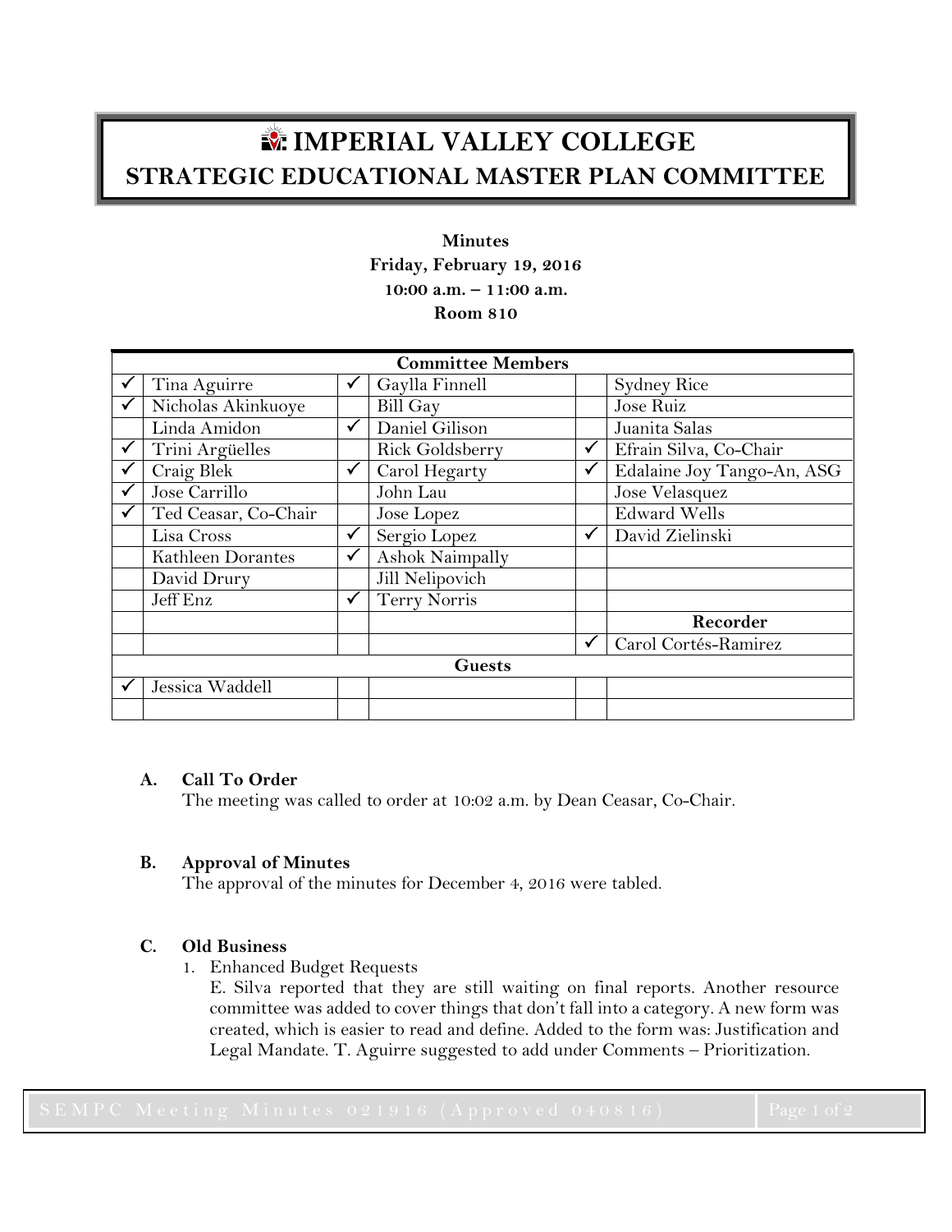# IMPERIAL VALLEY COLLEGE
## STRATEGIC EDUCATIONAL MASTER PLAN COMMITTEE

**Minutes**
**Friday, February 19, 2016**
**10:00 a.m. – 11:00 a.m.**
**Room 810**

| Committee Members | | | | | |
|---|---|---|---|---|---|
| ✓ | Tina Aguirre | ✓ | Gaylla Finnell | | Sydney Rice |
| ✓ | Nicholas Akinkuoye | | Bill Gay | | Jose Ruiz |
| | Linda Amidon | ✓ | Daniel Gilison | | Juanita Salas |
| ✓ | Trini Argüelles | | Rick Goldsberry | ✓ | Efrain Silva, Co-Chair |
| ✓ | Craig Blek | ✓ | Carol Hegarty | ✓ | Edalaine Joy Tango-An, ASG |
| ✓ | Jose Carrillo | | John Lau | | Jose Velasquez |
| ✓ | Ted Ceasar, Co-Chair | | Jose Lopez | | Edward Wells |
| | Lisa Cross | ✓ | Sergio Lopez | ✓ | David Zielinski |
| | Kathleen Dorantes | ✓ | Ashok Naimpally | | |
| | David Drury | | Jill Nelipovich | | |
| | Jeff Enz | ✓ | Terry Norris | | |
| | | | | | **Recorder** |
| | | | | ✓ | Carol Cortés-Ramirez |
| **Guests** | | | | | |
| ✓ | Jessica Waddell | | | | |
| | | | | | |

**A. Call To Order**

The meeting was called to order at 10:02 a.m. by Dean Ceasar, Co-Chair.

**B. Approval of Minutes**

The approval of the minutes for December 4, 2016 were tabled.

**C. Old Business**

1. Enhanced Budget Requests

   E. Silva reported that they are still waiting on final reports. Another resource committee was added to cover things that don't fall into a category. A new form was created, which is easier to read and define. Added to the form was: Justification and Legal Mandate. T. Aguirre suggested to add under Comments – Prioritization.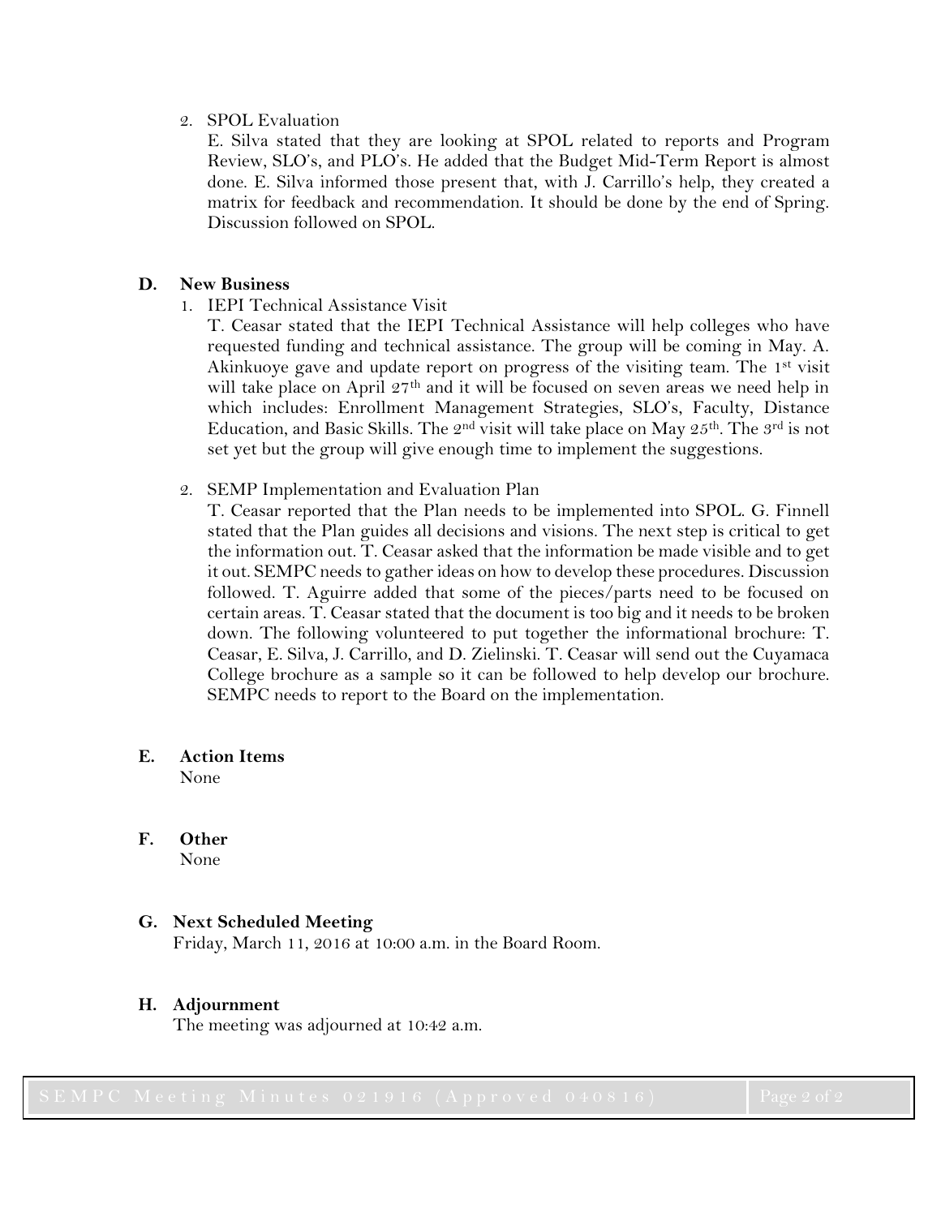2. SPOL Evaluation

   E. Silva stated that they are looking at SPOL related to reports and Program Review, SLO's, and PLO's. He added that the Budget Mid-Term Report is almost done. E. Silva informed those present that, with J. Carrillo's help, they created a matrix for feedback and recommendation. It should be done by the end of Spring. Discussion followed on SPOL.

**D. New Business**

1. IEPI Technical Assistance Visit

   T. Ceasar stated that the IEPI Technical Assistance will help colleges who have requested funding and technical assistance. The group will be coming in May. A. Akinkuoye gave and update report on progress of the visiting team. The 1st visit will take place on April 27th and it will be focused on seven areas we need help in which includes: Enrollment Management Strategies, SLO's, Faculty, Distance Education, and Basic Skills. The 2nd visit will take place on May 25th. The 3rd is not set yet but the group will give enough time to implement the suggestions.

2. SEMP Implementation and Evaluation Plan

   T. Ceasar reported that the Plan needs to be implemented into SPOL. G. Finnell stated that the Plan guides all decisions and visions. The next step is critical to get the information out. T. Ceasar asked that the information be made visible and to get it out. SEMPC needs to gather ideas on how to develop these procedures. Discussion followed. T. Aguirre added that some of the pieces/parts need to be focused on certain areas. T. Ceasar stated that the document is too big and it needs to be broken down. The following volunteered to put together the informational brochure: T. Ceasar, E. Silva, J. Carrillo, and D. Zielinski. T. Ceasar will send out the Cuyamaca College brochure as a sample so it can be followed to help develop our brochure. SEMPC needs to report to the Board on the implementation.

**E. Action Items**

None

**F. Other**

None

**G. Next Scheduled Meeting**

Friday, March 11, 2016 at 10:00 a.m. in the Board Room.

**H. Adjournment**

The meeting was adjourned at 10:42 a.m.